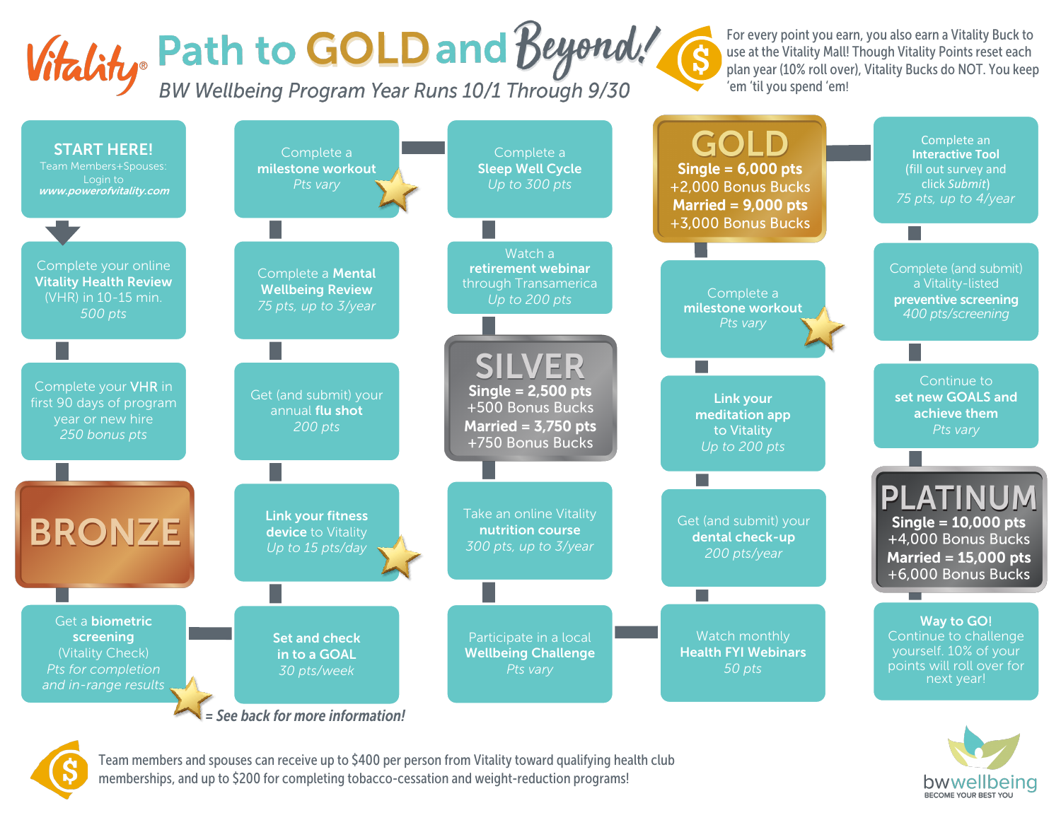# Vitality® Path to GOLD and Beyond!

*BW Wellbeing Program Year Runs 10/1 Through 9/30*

For every point you earn, you also earn a Vitality Buck to use at the Vitality Mall! Though Vitality Points reset each plan year (10% roll over), Vitality Bucks do NOT. You keep 'em 'til you spend 'em!

**START HERE!**
Team Members+Spouses: Login to ***www.powerofvitality.com***

Complete your online **Vitality Health Review** (VHR) in 10-15 min.
*500 pts*

Complete your **VHR** in first 90 days of program year or new hire
*250 bonus pts*

## BRONZE

Get a **biometric screening** (Vitality Check)
*Pts for completion and in-range results* ★

**Set and check in to a GOAL**
*30 pts/week*

**Link your fitness device** to Vitality
*Up to 15 pts/day* ★

Get (and submit) your annual **flu shot**
*200 pts*

Complete a **Mental Wellbeing Review**
*75 pts, up to 3/year*

Complete a **milestone workout**
*Pts vary* ★

Complete a **Sleep Well Cycle**
*Up to 300 pts*

Watch a **retirement webinar** through Transamerica
*Up to 200 pts*

## SILVER

**Single = 2,500 pts**
+500 Bonus Bucks
**Married = 3,750 pts**
+750 Bonus Bucks

Take an online Vitality **nutrition course**
*300 pts, up to 3/year*

Participate in a local **Wellbeing Challenge**
*Pts vary*

Watch monthly **Health FYI Webinars**
*50 pts*

Get (and submit) your **dental check-up**
*200 pts/year*

**Link your meditation app** to Vitality
*Up to 200 pts*

Complete a **milestone workout**
*Pts vary* ★

## GOLD

**Single = 6,000 pts**
+2,000 Bonus Bucks
**Married = 9,000 pts**
+3,000 Bonus Bucks

Complete an **Interactive Tool** (fill out survey and click *Submit*)
*75 pts, up to 4/year*

Complete (and submit) a Vitality-listed **preventive screening**
*400 pts/screening*

Continue to **set new GOALS and achieve them**
*Pts vary*

## PLATINUM

**Single = 10,000 pts**
+4,000 Bonus Bucks
**Married = 15,000 pts**
+6,000 Bonus Bucks

**Way to GO!**
Continue to challenge yourself. 10% of your points will roll over for next year!

★ *= See back for more information!*

Team members and spouses can receive up to $400 per person from Vitality toward qualifying health club memberships, and up to $200 for completing tobacco-cessation and weight-reduction programs!

bwwellbeing
BECOME YOUR BEST YOU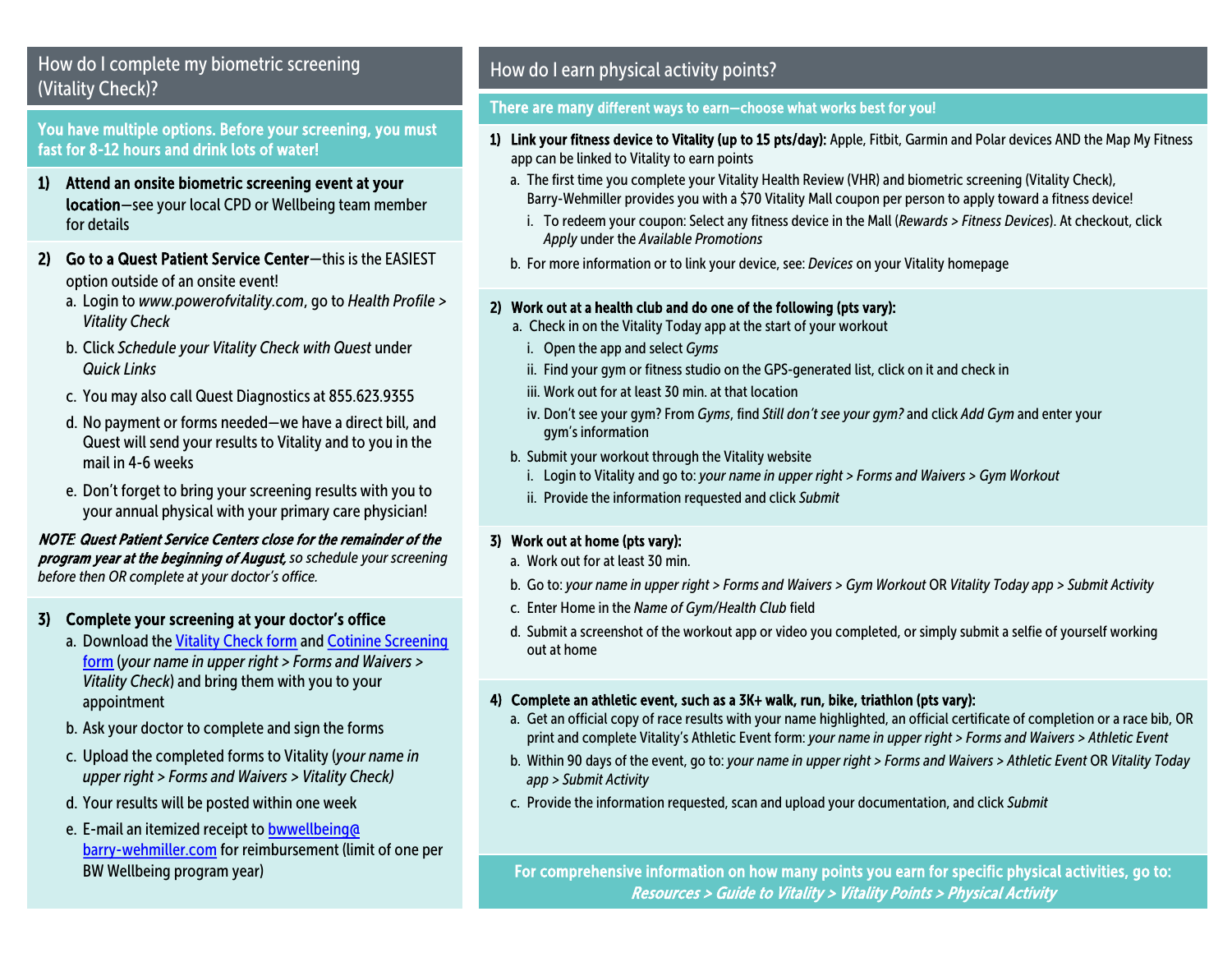## How do I complete my biometric screening (Vitality Check)?

**You have multiple options. Before your screening, you must fast for 8-12 hours and drink lots of water!**

1) **Attend an onsite biometric screening event at your location**—see your local CPD or Wellbeing team member for details

2) **Go to a Quest Patient Service Center**—this is the EASIEST option outside of an onsite event!
   a. Login to *www.powerofvitality.com*, go to *Health Profile > Vitality Check*
   b. Click *Schedule your Vitality Check with Quest* under *Quick Links*
   c. You may also call Quest Diagnostics at 855.623.9355
   d. No payment or forms needed—we have a direct bill, and Quest will send your results to Vitality and to you in the mail in 4-6 weeks
   e. Don't forget to bring your screening results with you to your annual physical with your primary care physician!

***NOTE: Quest Patient Service Centers close for the remainder of the program year at the beginning of August,*** *so schedule your screening before then OR complete at your doctor's office.*

3) **Complete your screening at your doctor's office**
   a. Download the Vitality Check form and Cotinine Screening form (*your name in upper right > Forms and Waivers > Vitality Check*) and bring them with you to your appointment
   b. Ask your doctor to complete and sign the forms
   c. Upload the completed forms to Vitality (*your name in upper right > Forms and Waivers > Vitality Check)*
   d. Your results will be posted within one week
   e. E-mail an itemized receipt to bwwellbeing@barry-wehmiller.com for reimbursement (limit of one per BW Wellbeing program year)

## How do I earn physical activity points?

**There are many different ways to earn—choose what works best for you!**

1) **Link your fitness device to Vitality (up to 15 pts/day):** Apple, Fitbit, Garmin and Polar devices AND the Map My Fitness app can be linked to Vitality to earn points
   a. The first time you complete your Vitality Health Review (VHR) and biometric screening (Vitality Check), Barry-Wehmiller provides you with a $70 Vitality Mall coupon per person to apply toward a fitness device!
      i. To redeem your coupon: Select any fitness device in the Mall (*Rewards > Fitness Devices*). At checkout, click *Apply* under the *Available Promotions*
   b. For more information or to link your device, see: *Devices* on your Vitality homepage

2) **Work out at a health club and do one of the following (pts vary):**
   a. Check in on the Vitality Today app at the start of your workout
      i. Open the app and select *Gyms*
      ii. Find your gym or fitness studio on the GPS-generated list, click on it and check in
      iii. Work out for at least 30 min. at that location
      iv. Don't see your gym? From *Gyms*, find *Still don't see your gym?* and click *Add Gym* and enter your gym's information
   b. Submit your workout through the Vitality website
      i. Login to Vitality and go to: *your name in upper right > Forms and Waivers > Gym Workout*
      ii. Provide the information requested and click *Submit*

3) **Work out at home (pts vary):**
   a. Work out for at least 30 min.
   b. Go to: *your name in upper right > Forms and Waivers > Gym Workout* OR *Vitality Today app > Submit Activity*
   c. Enter Home in the *Name of Gym/Health Club* field
   d. Submit a screenshot of the workout app or video you completed, or simply submit a selfie of yourself working out at home

4) **Complete an athletic event, such as a 3K+ walk, run, bike, triathlon (pts vary):**
   a. Get an official copy of race results with your name highlighted, an official certificate of completion or a race bib, OR print and complete Vitality's Athletic Event form: *your name in upper right > Forms and Waivers > Athletic Event*
   b. Within 90 days of the event, go to: *your name in upper right > Forms and Waivers > Athletic Event* OR *Vitality Today app > Submit Activity*
   c. Provide the information requested, scan and upload your documentation, and click *Submit*

**For comprehensive information on how many points you earn for specific physical activities, go to: *Resources > Guide to Vitality > Vitality Points > Physical Activity***